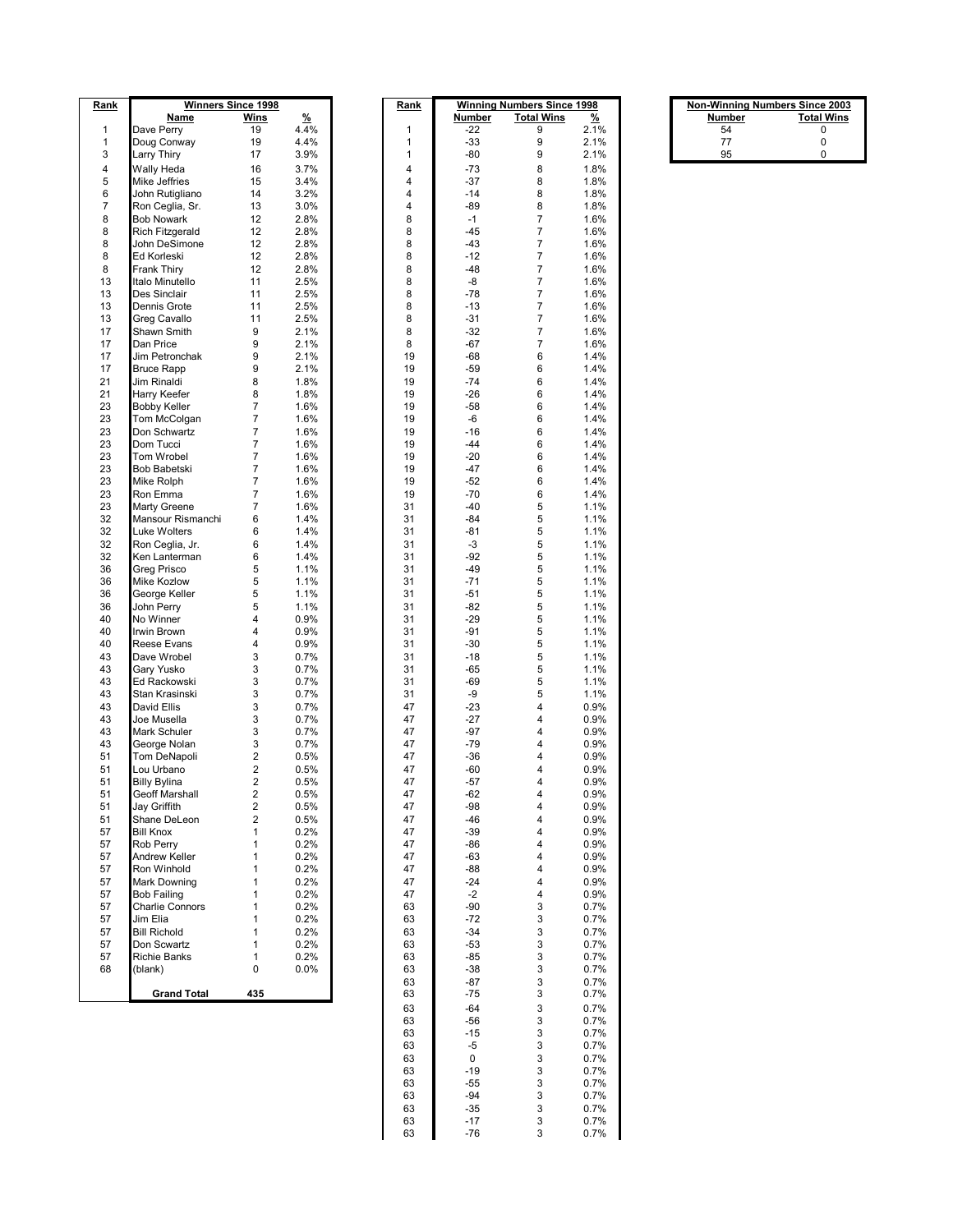| Rank | Winners Since 1998 | | |
|---|---|---|---|
| | **Name** | **Wins** | **%** |
| 1 | Dave Perry | 19 | 4.4% |
| 1 | Doug Conway | 19 | 4.4% |
| 3 | Larry Thiry | 17 | 3.9% |
| 4 | Wally Heda | 16 | 3.7% |
| 5 | Mike Jeffries | 15 | 3.4% |
| 6 | John Rutigliano | 14 | 3.2% |
| 7 | Ron Ceglia, Sr. | 13 | 3.0% |
| 8 | Bob Nowark | 12 | 2.8% |
| 8 | Rich Fitzgerald | 12 | 2.8% |
| 8 | John DeSimone | 12 | 2.8% |
| 8 | Ed Korleski | 12 | 2.8% |
| 8 | Frank Thiry | 12 | 2.8% |
| 13 | Italo Minutello | 11 | 2.5% |
| 13 | Des Sinclair | 11 | 2.5% |
| 13 | Dennis Grote | 11 | 2.5% |
| 13 | Greg Cavallo | 11 | 2.5% |
| 17 | Shawn Smith | 9 | 2.1% |
| 17 | Dan Price | 9 | 2.1% |
| 17 | Jim Petronchak | 9 | 2.1% |
| 17 | Bruce Rapp | 9 | 2.1% |
| 21 | Jim Rinaldi | 8 | 1.8% |
| 21 | Harry Keefer | 8 | 1.8% |
| 23 | Bobby Keller | 7 | 1.6% |
| 23 | Tom McColgan | 7 | 1.6% |
| 23 | Don Schwartz | 7 | 1.6% |
| 23 | Dom Tucci | 7 | 1.6% |
| 23 | Tom Wrobel | 7 | 1.6% |
| 23 | Bob Babetski | 7 | 1.6% |
| 23 | Mike Rolph | 7 | 1.6% |
| 23 | Ron Emma | 7 | 1.6% |
| 23 | Marty Greene | 7 | 1.6% |
| 32 | Mansour Rismanchi | 6 | 1.4% |
| 32 | Luke Wolters | 6 | 1.4% |
| 32 | Ron Ceglia, Jr. | 6 | 1.4% |
| 32 | Ken Lanterman | 6 | 1.4% |
| 36 | Greg Prisco | 5 | 1.1% |
| 36 | Mike Kozlow | 5 | 1.1% |
| 36 | George Keller | 5 | 1.1% |
| 36 | John Perry | 5 | 1.1% |
| 40 | No Winner | 4 | 0.9% |
| 40 | Irwin Brown | 4 | 0.9% |
| 40 | Reese Evans | 4 | 0.9% |
| 43 | Dave Wrobel | 3 | 0.7% |
| 43 | Gary Yusko | 3 | 0.7% |
| 43 | Ed Rackowski | 3 | 0.7% |
| 43 | Stan Krasinski | 3 | 0.7% |
| 43 | David Ellis | 3 | 0.7% |
| 43 | Joe Musella | 3 | 0.7% |
| 43 | Mark Schuler | 3 | 0.7% |
| 43 | George Nolan | 3 | 0.7% |
| 51 | Tom DeNapoli | 2 | 0.5% |
| 51 | Lou Urbano | 2 | 0.5% |
| 51 | Billy Bylina | 2 | 0.5% |
| 51 | Geoff Marshall | 2 | 0.5% |
| 51 | Jay Griffith | 2 | 0.5% |
| 51 | Shane DeLeon | 2 | 0.5% |
| 57 | Bill Knox | 1 | 0.2% |
| 57 | Rob Perry | 1 | 0.2% |
| 57 | Andrew Keller | 1 | 0.2% |
| 57 | Ron Winhold | 1 | 0.2% |
| 57 | Mark Downing | 1 | 0.2% |
| 57 | Bob Failing | 1 | 0.2% |
| 57 | Charlie Connors | 1 | 0.2% |
| 57 | Jim Elia | 1 | 0.2% |
| 57 | Bill Richold | 1 | 0.2% |
| 57 | Don Scwartz | 1 | 0.2% |
| 57 | Richie Banks | 1 | 0.2% |
| 68 | (blank) | 0 | 0.0% |
| | **Grand Total** | **435** | |

| Rank | Winning Numbers Since 1998 | | |
|---|---|---|---|
| | **Number** | **Total Wins** | **%** |
| 1 | -22 | 9 | 2.1% |
| 1 | -33 | 9 | 2.1% |
| 1 | -80 | 9 | 2.1% |
| 4 | -73 | 8 | 1.8% |
| 4 | -37 | 8 | 1.8% |
| 4 | -14 | 8 | 1.8% |
| 4 | -89 | 8 | 1.8% |
| 8 | -1 | 7 | 1.6% |
| 8 | -45 | 7 | 1.6% |
| 8 | -43 | 7 | 1.6% |
| 8 | -12 | 7 | 1.6% |
| 8 | -48 | 7 | 1.6% |
| 8 | -8 | 7 | 1.6% |
| 8 | -78 | 7 | 1.6% |
| 8 | -13 | 7 | 1.6% |
| 8 | -31 | 7 | 1.6% |
| 8 | -32 | 7 | 1.6% |
| 8 | -67 | 7 | 1.6% |
| 19 | -68 | 6 | 1.4% |
| 19 | -59 | 6 | 1.4% |
| 19 | -74 | 6 | 1.4% |
| 19 | -26 | 6 | 1.4% |
| 19 | -58 | 6 | 1.4% |
| 19 | -6 | 6 | 1.4% |
| 19 | -16 | 6 | 1.4% |
| 19 | -44 | 6 | 1.4% |
| 19 | -20 | 6 | 1.4% |
| 19 | -47 | 6 | 1.4% |
| 19 | -52 | 6 | 1.4% |
| 19 | -70 | 6 | 1.4% |
| 31 | -40 | 5 | 1.1% |
| 31 | -84 | 5 | 1.1% |
| 31 | -81 | 5 | 1.1% |
| 31 | -3 | 5 | 1.1% |
| 31 | -92 | 5 | 1.1% |
| 31 | -49 | 5 | 1.1% |
| 31 | -71 | 5 | 1.1% |
| 31 | -51 | 5 | 1.1% |
| 31 | -82 | 5 | 1.1% |
| 31 | -29 | 5 | 1.1% |
| 31 | -91 | 5 | 1.1% |
| 31 | -30 | 5 | 1.1% |
| 31 | -18 | 5 | 1.1% |
| 31 | -65 | 5 | 1.1% |
| 31 | -69 | 5 | 1.1% |
| 31 | -9 | 5 | 1.1% |
| 47 | -23 | 4 | 0.9% |
| 47 | -27 | 4 | 0.9% |
| 47 | -97 | 4 | 0.9% |
| 47 | -79 | 4 | 0.9% |
| 47 | -36 | 4 | 0.9% |
| 47 | -60 | 4 | 0.9% |
| 47 | -57 | 4 | 0.9% |
| 47 | -62 | 4 | 0.9% |
| 47 | -98 | 4 | 0.9% |
| 47 | -46 | 4 | 0.9% |
| 47 | -39 | 4 | 0.9% |
| 47 | -86 | 4 | 0.9% |
| 47 | -63 | 4 | 0.9% |
| 47 | -88 | 4 | 0.9% |
| 47 | -24 | 4 | 0.9% |
| 47 | -2 | 4 | 0.9% |
| 63 | -90 | 3 | 0.7% |
| 63 | -72 | 3 | 0.7% |
| 63 | -34 | 3 | 0.7% |
| 63 | -53 | 3 | 0.7% |
| 63 | -85 | 3 | 0.7% |
| 63 | -38 | 3 | 0.7% |
| 63 | -87 | 3 | 0.7% |
| 63 | -75 | 3 | 0.7% |
| 63 | -64 | 3 | 0.7% |
| 63 | -56 | 3 | 0.7% |
| 63 | -15 | 3 | 0.7% |
| 63 | -5 | 3 | 0.7% |
| 63 | 0 | 3 | 0.7% |
| 63 | -19 | 3 | 0.7% |
| 63 | -55 | 3 | 0.7% |
| 63 | -94 | 3 | 0.7% |
| 63 | -35 | 3 | 0.7% |
| 63 | -17 | 3 | 0.7% |
| 63 | -76 | 3 | 0.7% |

| Non-Winning Numbers Since 2003 | |
|---|---|
| **Number** | **Total Wins** |
| 54 | 0 |
| 77 | 0 |
| 95 | 0 |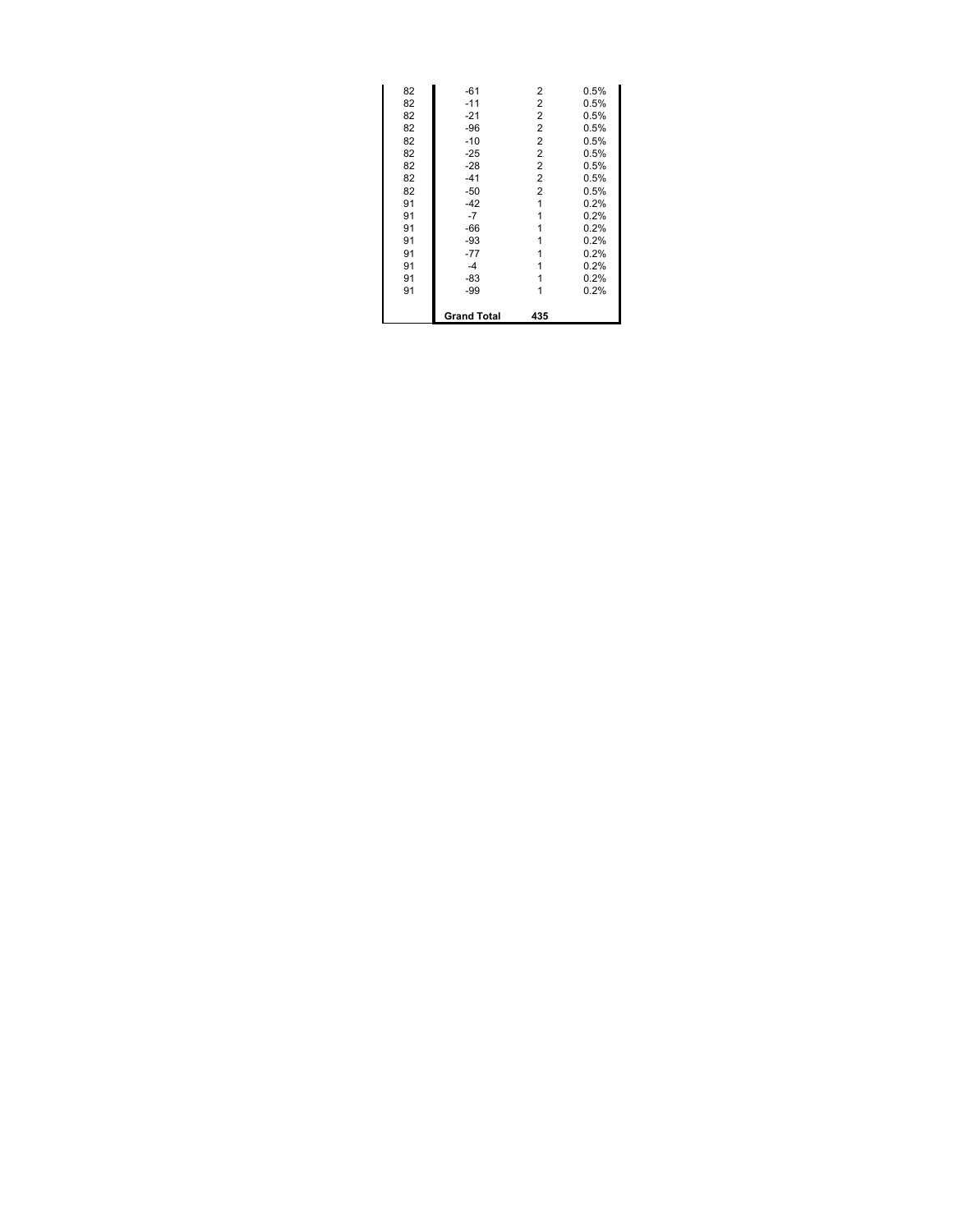| | | | |
|---|---|---|---|
| 82 | -61 | 2 | 0.5% |
| 82 | -11 | 2 | 0.5% |
| 82 | -21 | 2 | 0.5% |
| 82 | -96 | 2 | 0.5% |
| 82 | -10 | 2 | 0.5% |
| 82 | -25 | 2 | 0.5% |
| 82 | -28 | 2 | 0.5% |
| 82 | -41 | 2 | 0.5% |
| 82 | -50 | 2 | 0.5% |
| 91 | -42 | 1 | 0.2% |
| 91 | -7 | 1 | 0.2% |
| 91 | -66 | 1 | 0.2% |
| 91 | -93 | 1 | 0.2% |
| 91 | -77 | 1 | 0.2% |
| 91 | -4 | 1 | 0.2% |
| 91 | -83 | 1 | 0.2% |
| 91 | -99 | 1 | 0.2% |
| | **Grand Total** | **435** | |